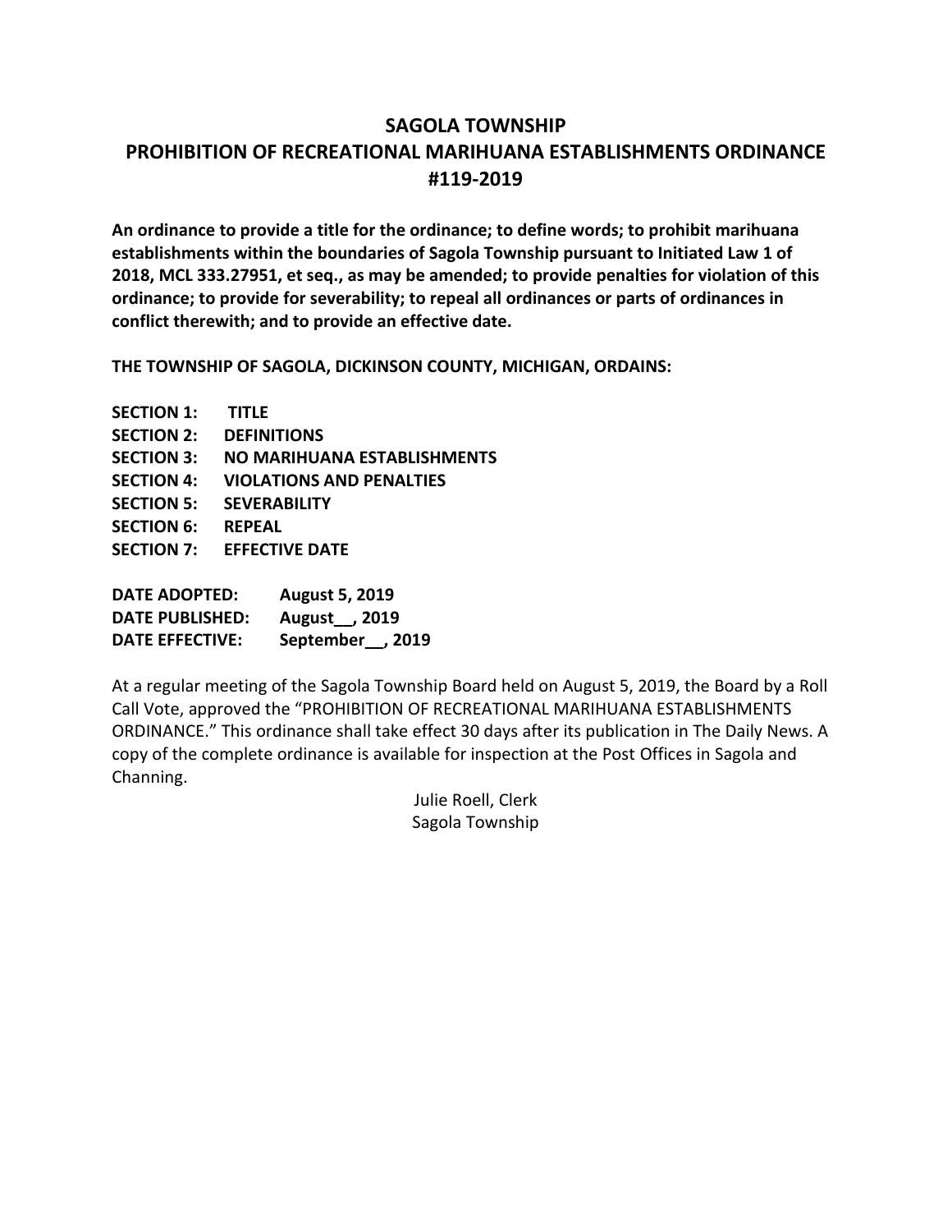# SAGOLA TOWNSHIP

## PROHIBITION OF RECREATIONAL MARIHUANA ESTABLISHMENTS ORDINANCE #119-2019

**An ordinance to provide a title for the ordinance; to define words; to prohibit marihuana establishments within the boundaries of Sagola Township pursuant to Initiated Law 1 of 2018, MCL 333.27951, et seq., as may be amended; to provide penalties for violation of this ordinance; to provide for severability; to repeal all ordinances or parts of ordinances in conflict therewith; and to provide an effective date.**

**THE TOWNSHIP OF SAGOLA, DICKINSON COUNTY, MICHIGAN, ORDAINS:**

**SECTION 1: TITLE**
**SECTION 2: DEFINITIONS**
**SECTION 3: NO MARIHUANA ESTABLISHMENTS**
**SECTION 4: VIOLATIONS AND PENALTIES**
**SECTION 5: SEVERABILITY**
**SECTION 6: REPEAL**
**SECTION 7: EFFECTIVE DATE**

**DATE ADOPTED: August 5, 2019**
**DATE PUBLISHED: August__, 2019**
**DATE EFFECTIVE: September__, 2019**

At a regular meeting of the Sagola Township Board held on August 5, 2019, the Board by a Roll Call Vote, approved the "PROHIBITION OF RECREATIONAL MARIHUANA ESTABLISHMENTS ORDINANCE." This ordinance shall take effect 30 days after its publication in The Daily News. A copy of the complete ordinance is available for inspection at the Post Offices in Sagola and Channing.

Julie Roell, Clerk
Sagola Township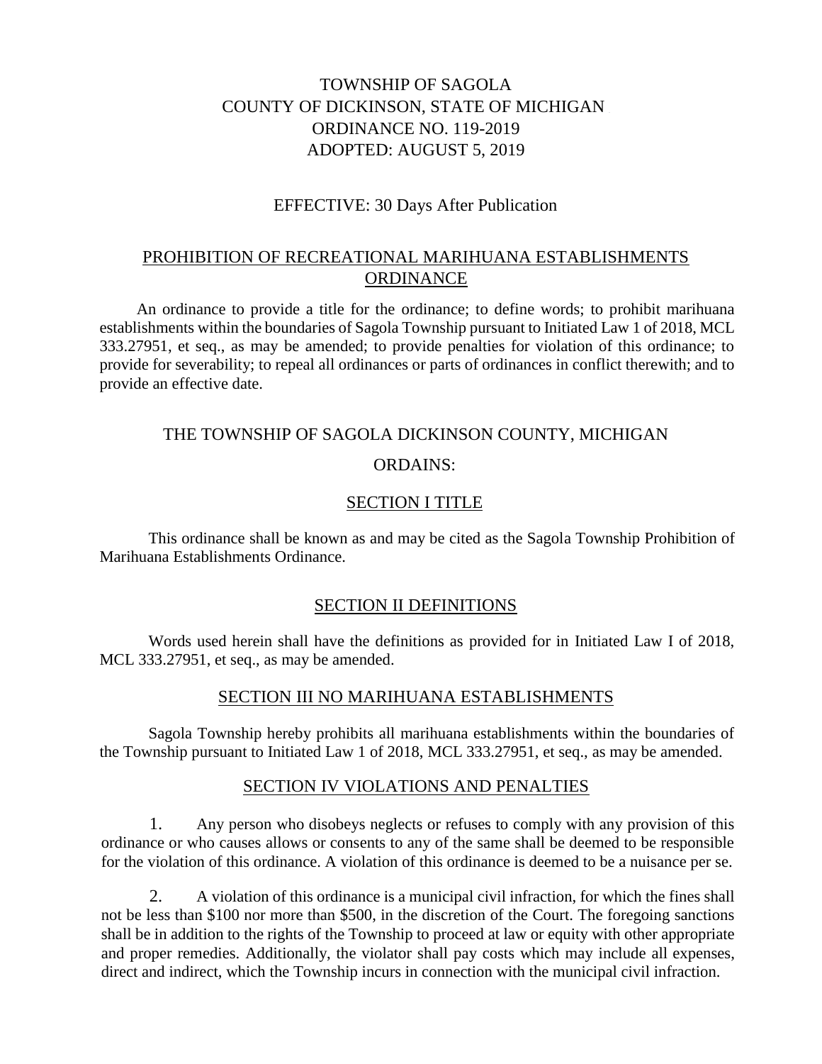TOWNSHIP OF SAGOLA
COUNTY OF DICKINSON, STATE OF MICHIGAN
ORDINANCE NO. 119-2019
ADOPTED: AUGUST 5, 2019

EFFECTIVE: 30 Days After Publication

# PROHIBITION OF RECREATIONAL MARIHUANA ESTABLISHMENTS ORDINANCE

An ordinance to provide a title for the ordinance; to define words; to prohibit marihuana establishments within the boundaries of Sagola Township pursuant to Initiated Law 1 of 2018, MCL 333.27951, et seq., as may be amended; to provide penalties for violation of this ordinance; to provide for severability; to repeal all ordinances or parts of ordinances in conflict therewith; and to provide an effective date.

THE TOWNSHIP OF SAGOLA DICKINSON COUNTY, MICHIGAN

ORDAINS:

## SECTION I TITLE

This ordinance shall be known as and may be cited as the Sagola Township Prohibition of Marihuana Establishments Ordinance.

## SECTION II DEFINITIONS

Words used herein shall have the definitions as provided for in Initiated Law I of 2018, MCL 333.27951, et seq., as may be amended.

## SECTION III NO MARIHUANA ESTABLISHMENTS

Sagola Township hereby prohibits all marihuana establishments within the boundaries of the Township pursuant to Initiated Law 1 of 2018, MCL 333.27951, et seq., as may be amended.

## SECTION IV VIOLATIONS AND PENALTIES

1. Any person who disobeys neglects or refuses to comply with any provision of this ordinance or who causes allows or consents to any of the same shall be deemed to be responsible for the violation of this ordinance. A violation of this ordinance is deemed to be a nuisance per se.

2. A violation of this ordinance is a municipal civil infraction, for which the fines shall not be less than $100 nor more than $500, in the discretion of the Court. The foregoing sanctions shall be in addition to the rights of the Township to proceed at law or equity with other appropriate and proper remedies. Additionally, the violator shall pay costs which may include all expenses, direct and indirect, which the Township incurs in connection with the municipal civil infraction.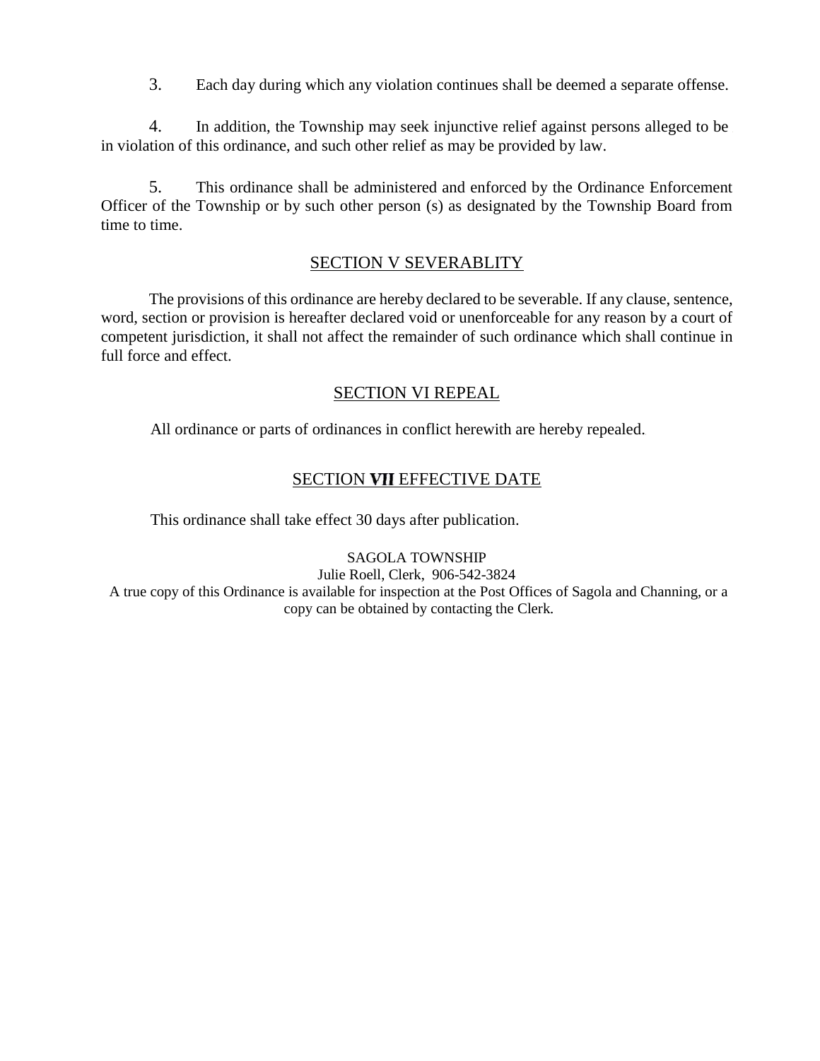3. Each day during which any violation continues shall be deemed a separate offense.

4. In addition, the Township may seek injunctive relief against persons alleged to be in violation of this ordinance, and such other relief as may be provided by law.

5. This ordinance shall be administered and enforced by the Ordinance Enforcement Officer of the Township or by such other person (s) as designated by the Township Board from time to time.

## SECTION V SEVERABLITY

The provisions of this ordinance are hereby declared to be severable. If any clause, sentence, word, section or provision is hereafter declared void or unenforceable for any reason by a court of competent jurisdiction, it shall not affect the remainder of such ordinance which shall continue in full force and effect.

## SECTION VI REPEAL

All ordinance or parts of ordinances in conflict herewith are hereby repealed.

## SECTION VII EFFECTIVE DATE

This ordinance shall take effect 30 days after publication.

SAGOLA TOWNSHIP
Julie Roell, Clerk, 906-542-3824
A true copy of this Ordinance is available for inspection at the Post Offices of Sagola and Channing, or a copy can be obtained by contacting the Clerk.